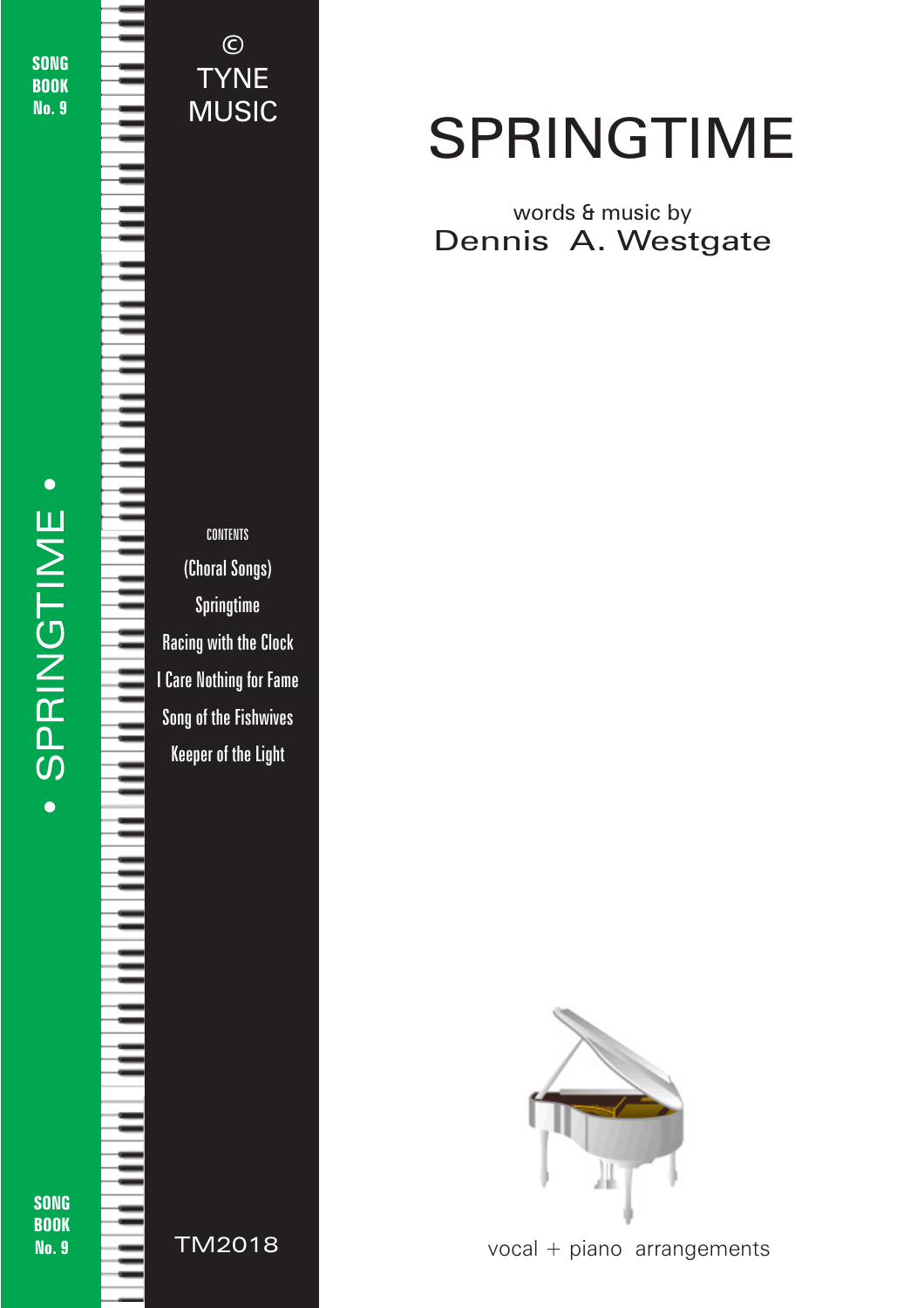SONG BOOK No. 9

© TYNE MUSIC

# SPRINGTIME

words & music by
Dennis A. Westgate

• SPRINGTIME •

CONTENTS

(Choral Songs)

Springtime

Racing with the Clock

I Care Nothing for Fame

Song of the Fishwives

Keeper of the Light

SONG BOOK No. 9

TM2018

vocal + piano arrangements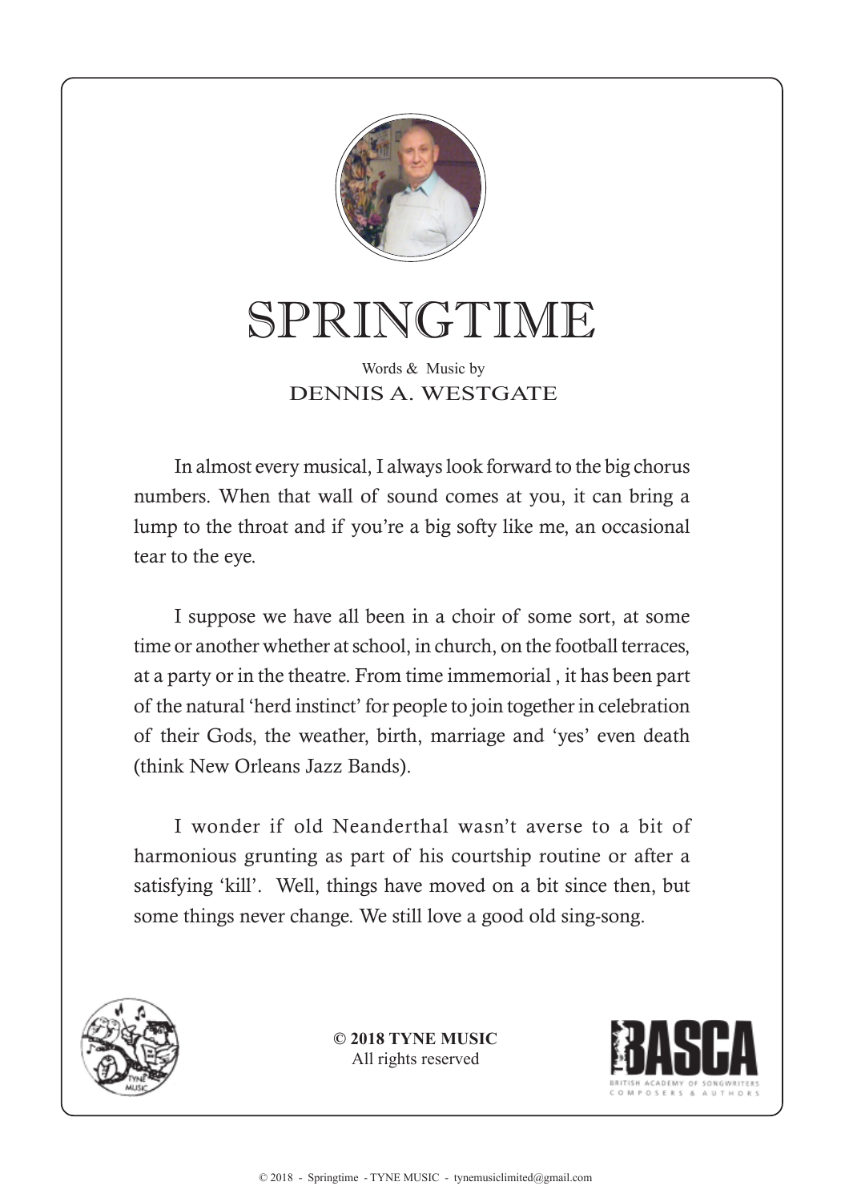# SPRINGTIME

Words & Music by
DENNIS A. WESTGATE

In almost every musical, I always look forward to the big chorus numbers. When that wall of sound comes at you, it can bring a lump to the throat and if you're a big softy like me, an occasional tear to the eye.

I suppose we have all been in a choir of some sort, at some time or another whether at school, in church, on the football terraces, at a party or in the theatre. From time immemorial , it has been part of the natural 'herd instinct' for people to join together in celebration of their Gods, the weather, birth, marriage and 'yes' even death (think New Orleans Jazz Bands).

I wonder if old Neanderthal wasn't averse to a bit of harmonious grunting as part of his courtship routine or after a satisfying 'kill'. Well, things have moved on a bit since then, but some things never change. We still love a good old sing-song.

**© 2018 TYNE MUSIC**
All rights reserved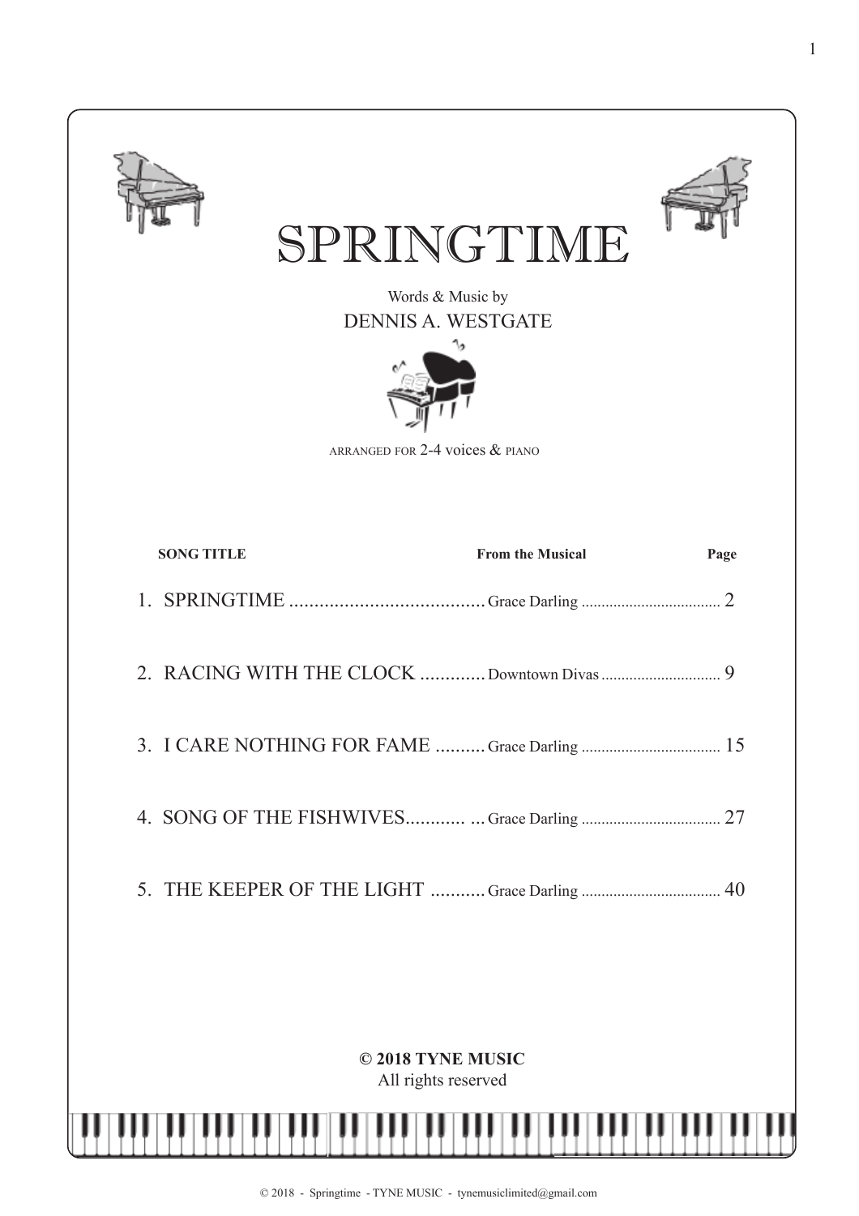# SPRINGTIME

Words & Music by
DENNIS A. WESTGATE

ARRANGED FOR 2-4 voices & PIANO

| SONG TITLE | From the Musical | Page |
| --- | --- | --- |
| 1. SPRINGTIME | Grace Darling | 2 |
| 2. RACING WITH THE CLOCK | Downtown Divas | 9 |
| 3. I CARE NOTHING FOR FAME | Grace Darling | 15 |
| 4. SONG OF THE FISHWIVES | Grace Darling | 27 |
| 5. THE KEEPER OF THE LIGHT | Grace Darling | 40 |

**© 2018 TYNE MUSIC**
All rights reserved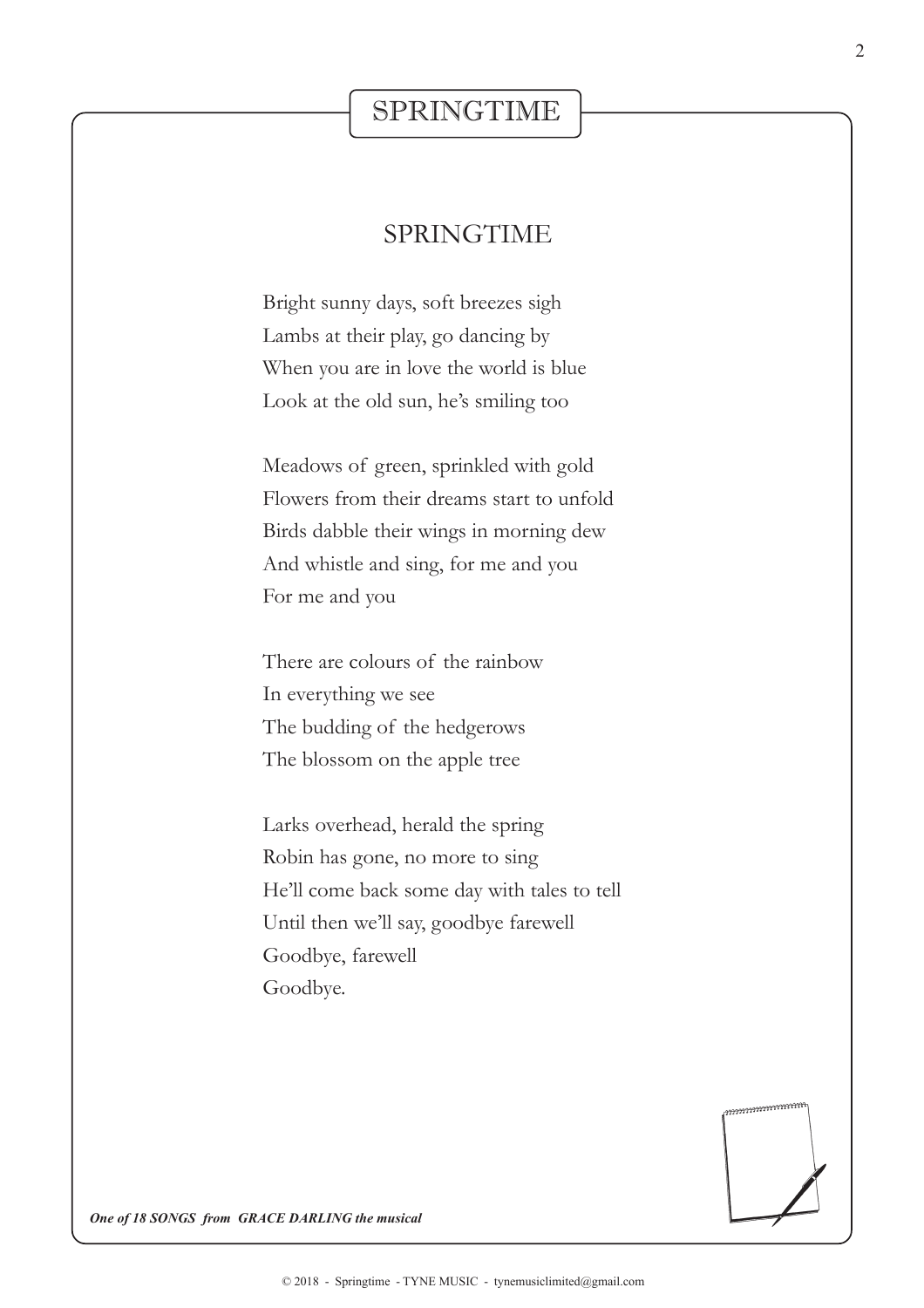# SPRINGTIME

## SPRINGTIME

Bright sunny days, soft breezes sigh
Lambs at their play, go dancing by
When you are in love the world is blue
Look at the old sun, he's smiling too

Meadows of green, sprinkled with gold
Flowers from their dreams start to unfold
Birds dabble their wings in morning dew
And whistle and sing, for me and you
For me and you

There are colours of the rainbow
In everything we see
The budding of the hedgerows
The blossom on the apple tree

Larks overhead, herald the spring
Robin has gone, no more to sing
He'll come back some day with tales to tell
Until then we'll say, goodbye farewell
Goodbye, farewell
Goodbye.

***One of 18 SONGS from GRACE DARLING the musical***

© 2018 - Springtime - TYNE MUSIC - tynemusiclimited@gmail.com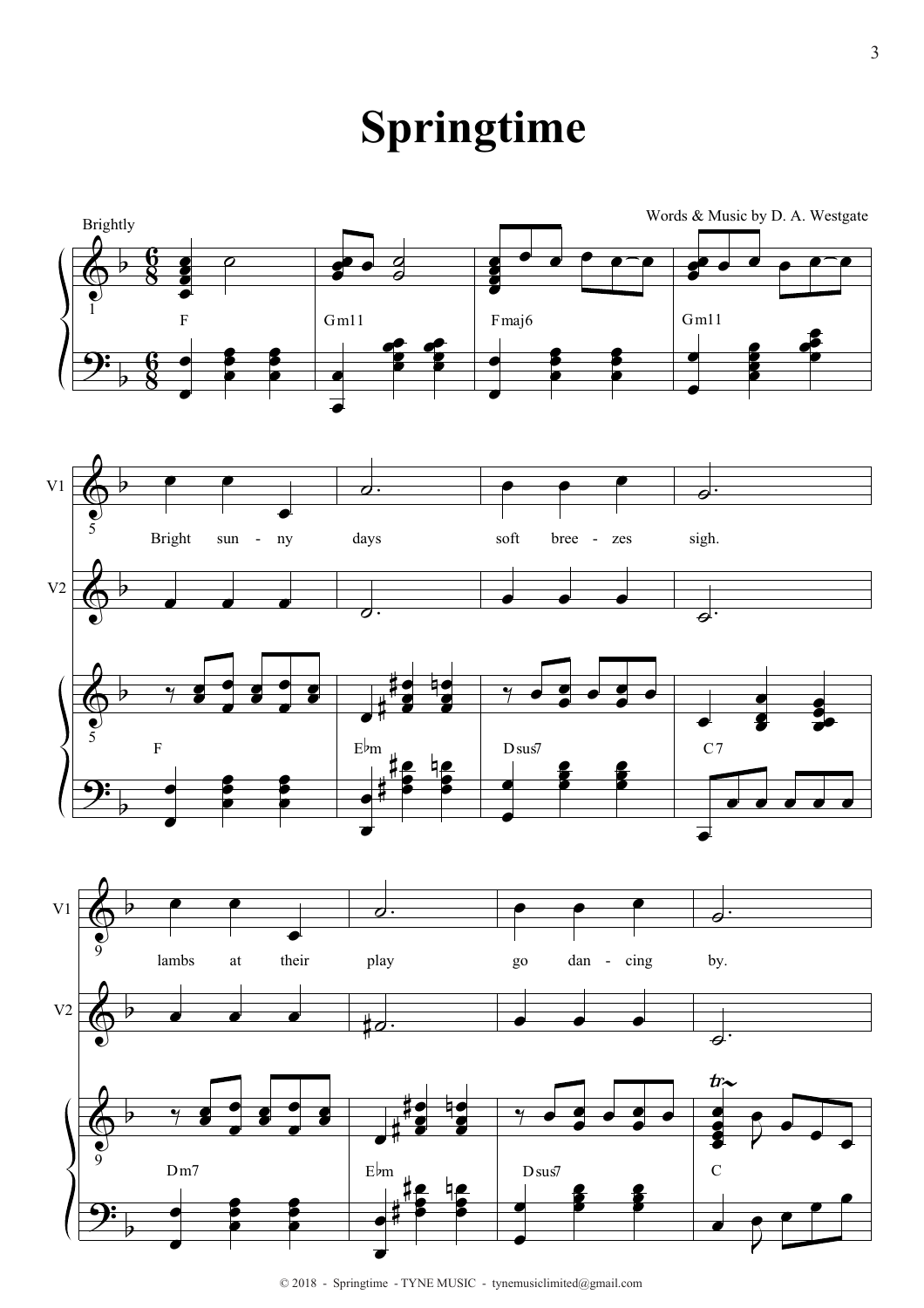# Springtime

Brightly

Words & Music by D. A. Westgate

F Gm11 Fmaj6 Gm11

V1: Bright sun - ny days soft bree - zes sigh.

F E♭m Dsus7 C7

V1: lambs at their play go dan - cing by.

Dm7 E♭m Dsus7 C

© 2018 - Springtime - TYNE MUSIC - tynemusiclimited@gmail.com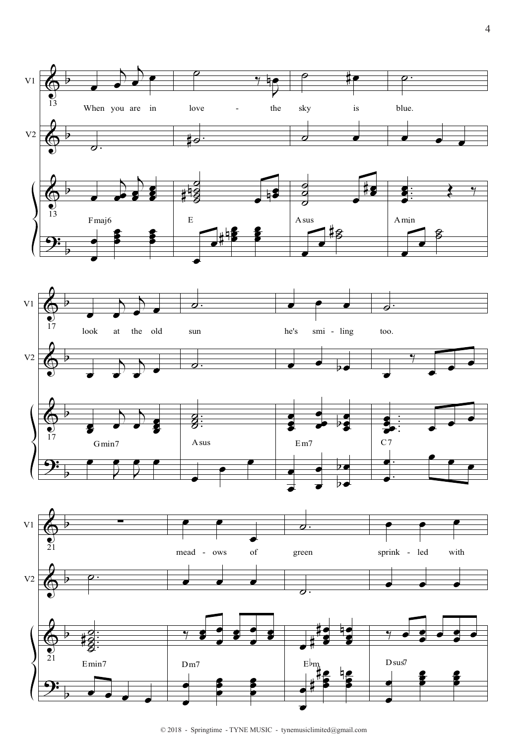V1
V2

13

When you are in love - the sky is blue.

Fmaj6 E Asus Amin

17

look at the old sun he's smi - ling too.

Gmin7 Asus Em7 C7

21

mead - ows of green sprink - led with

Emin7 Dm7 E♭m Dsus7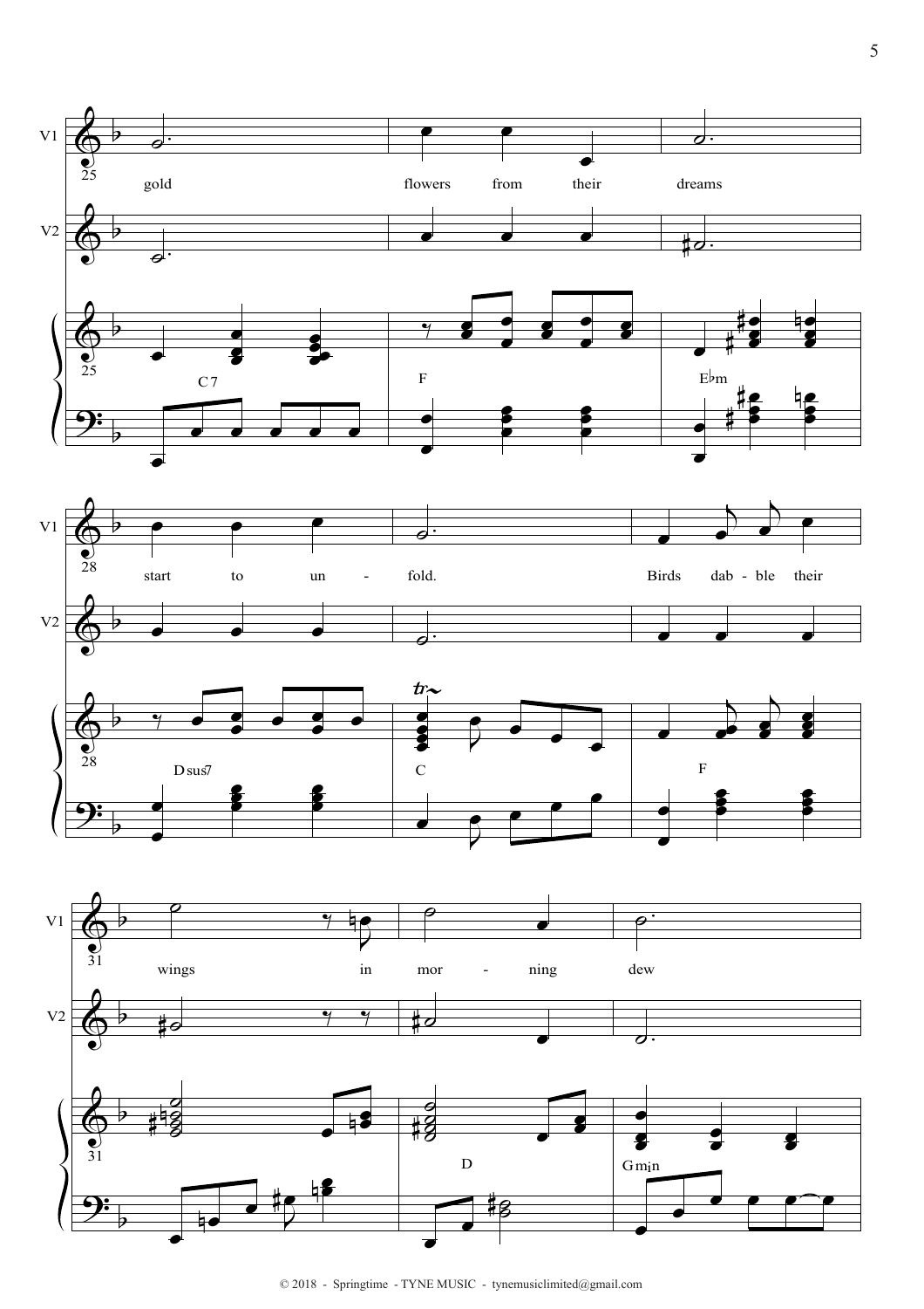gold flowers from their dreams

start to un - fold. Birds dab - ble their

wings in mor - ning dew

C7 F E♭m

Dsus7 C F

D Gmin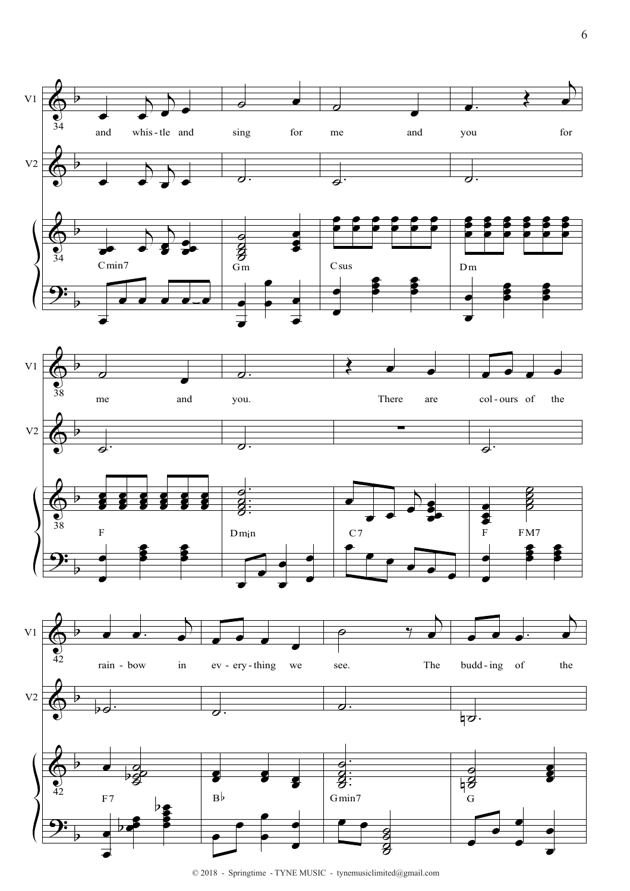V1: and whis-tle and sing for me and you for me and you. There are col-ours of the rain-bow in ev-ery-thing we see. The budd-ing of the

Chords: Cmin7, Gm, Csus, Dm, F, Dmin, C7, F, FM7, F7, B♭, Gmin7, G